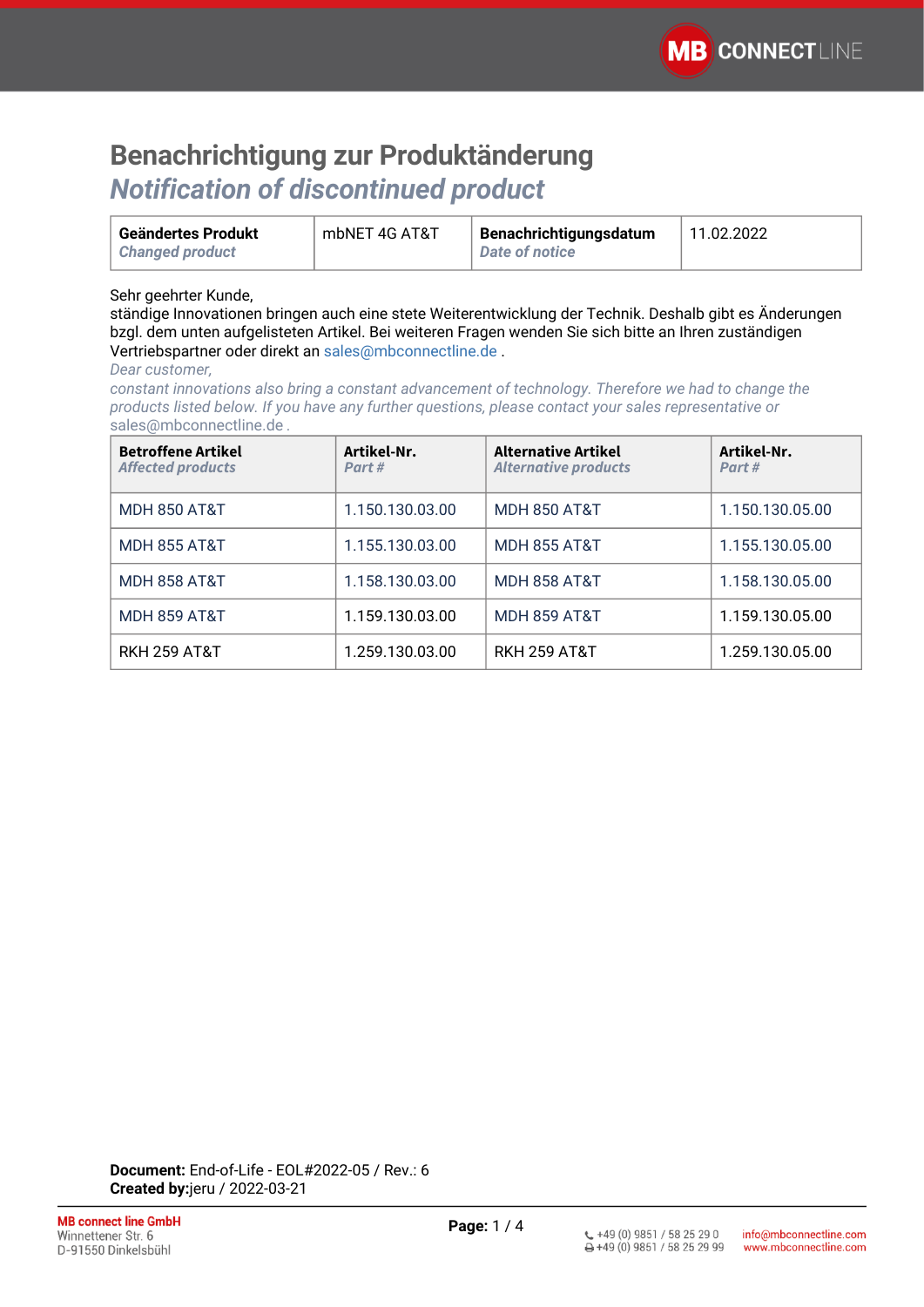# Benachrichtigung zur Produktänderung

## *Notification of discontinued product*

| **Geändertes Produkt** *Changed product* | mbNET 4G AT&T | **Benachrichtigungsdatum** *Date of notice* | 11.02.2022 |
|---|---|---|---|

Sehr geehrter Kunde,
ständige Innovationen bringen auch eine stete Weiterentwicklung der Technik. Deshalb gibt es Änderungen bzgl. dem unten aufgelisteten Artikel. Bei weiteren Fragen wenden Sie sich bitte an Ihren zuständigen Vertriebspartner oder direkt an sales@mbconnectline.de .

*Dear customer,*
*constant innovations also bring a constant advancement of technology. Therefore we had to change the products listed below. If you have any further questions, please contact your sales representative or* sales@mbconnectline.de .

| **Betroffene Artikel** *Affected products* | **Artikel-Nr.** *Part #* | **Alternative Artikel** *Alternative products* | **Artikel-Nr.** *Part #* |
|---|---|---|---|
| MDH 850 AT&T | 1.150.130.03.00 | MDH 850 AT&T | 1.150.130.05.00 |
| MDH 855 AT&T | 1.155.130.03.00 | MDH 855 AT&T | 1.155.130.05.00 |
| MDH 858 AT&T | 1.158.130.03.00 | MDH 858 AT&T | 1.158.130.05.00 |
| MDH 859 AT&T | 1.159.130.03.00 | MDH 859 AT&T | 1.159.130.05.00 |
| RKH 259 AT&T | 1.259.130.03.00 | RKH 259 AT&T | 1.259.130.05.00 |

**Document:** End-of-Life - EOL#2022-05 / Rev.: 6
**Created by:**jeru / 2022-03-21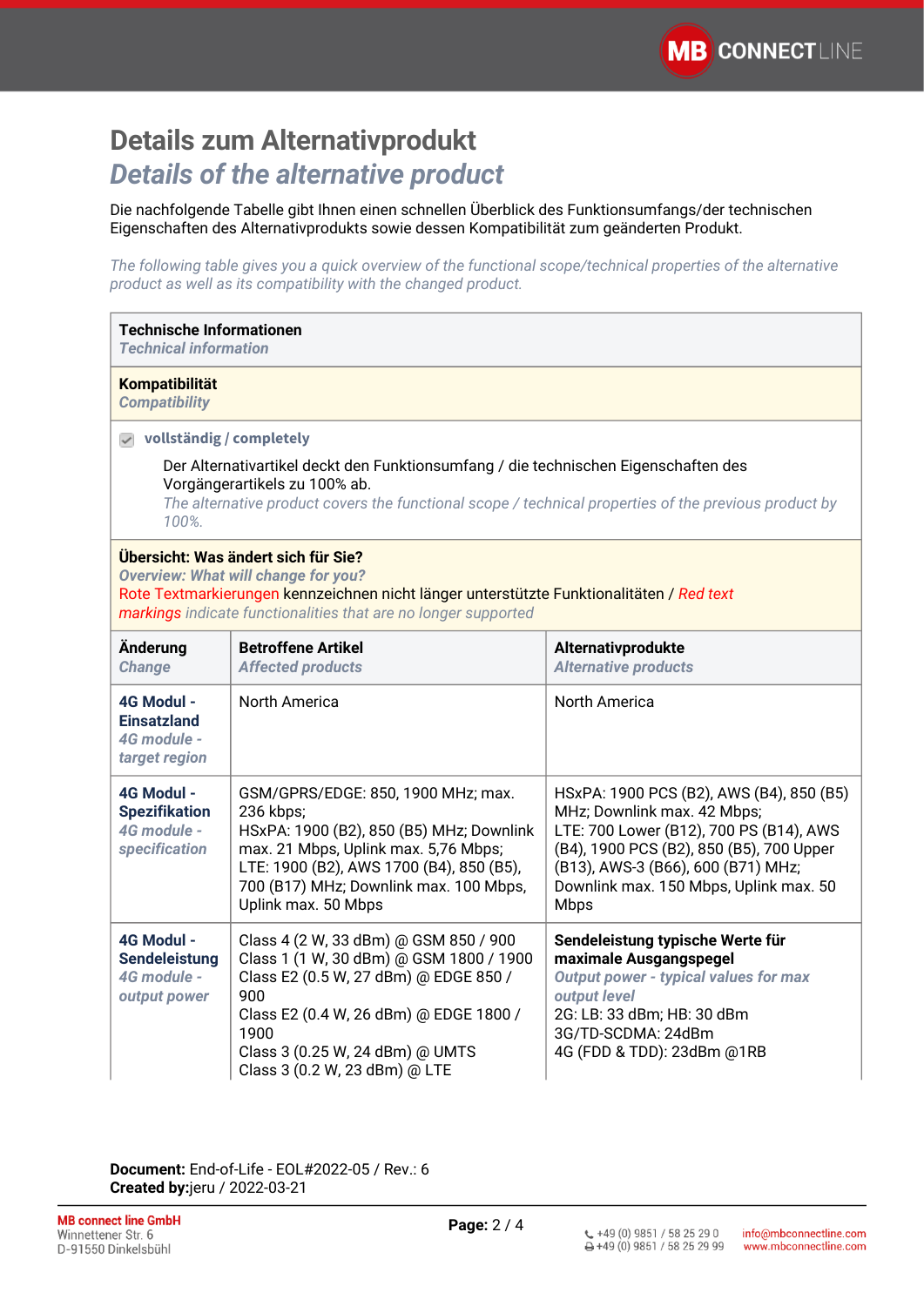# Details zum Alternativprodukt

## *Details of the alternative product*

Die nachfolgende Tabelle gibt Ihnen einen schnellen Überblick des Funktionsumfangs/der technischen Eigenschaften des Alternativprodukts sowie dessen Kompatibilität zum geänderten Produkt.

*The following table gives you a quick overview of the functional scope/technical properties of the alternative product as well as its compatibility with the changed product.*

| **Technische Informationen** *Technical information* | | |
|---|---|---|
| **Kompatibilität** *Compatibility* | | |
| ☑ **vollständig / completely**<br>Der Alternativartikel deckt den Funktionsumfang / die technischen Eigenschaften des Vorgängerartikels zu 100% ab.<br>*The alternative product covers the functional scope / technical properties of the previous product by 100%.* | | |
| **Übersicht: Was ändert sich für Sie?** *Overview: What will change for you?*<br>Rote Textmarkierungen kennzeichnen nicht länger unterstützte Funktionalitäten / *Red text markings indicate functionalities that are no longer supported* | | |
| **Änderung** *Change* | **Betroffene Artikel** *Affected products* | **Alternativprodukte** *Alternative products* |
| **4G Modul - Einsatzland** *4G module - target region* | North America | North America |
| **4G Modul - Spezifikation** *4G module - specification* | GSM/GPRS/EDGE: 850, 1900 MHz; max. 236 kbps;<br>HSxPA: 1900 (B2), 850 (B5) MHz; Downlink max. 21 Mbps, Uplink max. 5,76 Mbps;<br>LTE: 1900 (B2), AWS 1700 (B4), 850 (B5), 700 (B17) MHz; Downlink max. 100 Mbps, Uplink max. 50 Mbps | HSxPA: 1900 PCS (B2), AWS (B4), 850 (B5) MHz; Downlink max. 42 Mbps;<br>LTE: 700 Lower (B12), 700 PS (B14), AWS (B4), 1900 PCS (B2), 850 (B5), 700 Upper (B13), AWS-3 (B66), 600 (B71) MHz; Downlink max. 150 Mbps, Uplink max. 50 Mbps |
| **4G Modul - Sendeleistung** *4G module - output power* | Class 4 (2 W, 33 dBm) @ GSM 850 / 900<br>Class 1 (1 W, 30 dBm) @ GSM 1800 / 1900<br>Class E2 (0.5 W, 27 dBm) @ EDGE 850 / 900<br>Class E2 (0.4 W, 26 dBm) @ EDGE 1800 / 1900<br>Class 3 (0.25 W, 24 dBm) @ UMTS<br>Class 3 (0.2 W, 23 dBm) @ LTE | **Sendeleistung typische Werte für maximale Ausgangspegel**<br>*Output power - typical values for max output level*<br>2G: LB: 33 dBm; HB: 30 dBm<br>3G/TD-SCDMA: 24dBm<br>4G (FDD & TDD): 23dBm @1RB |

**Document:** End-of-Life - EOL#2022-05 / Rev.: 6
**Created by:**jeru / 2022-03-21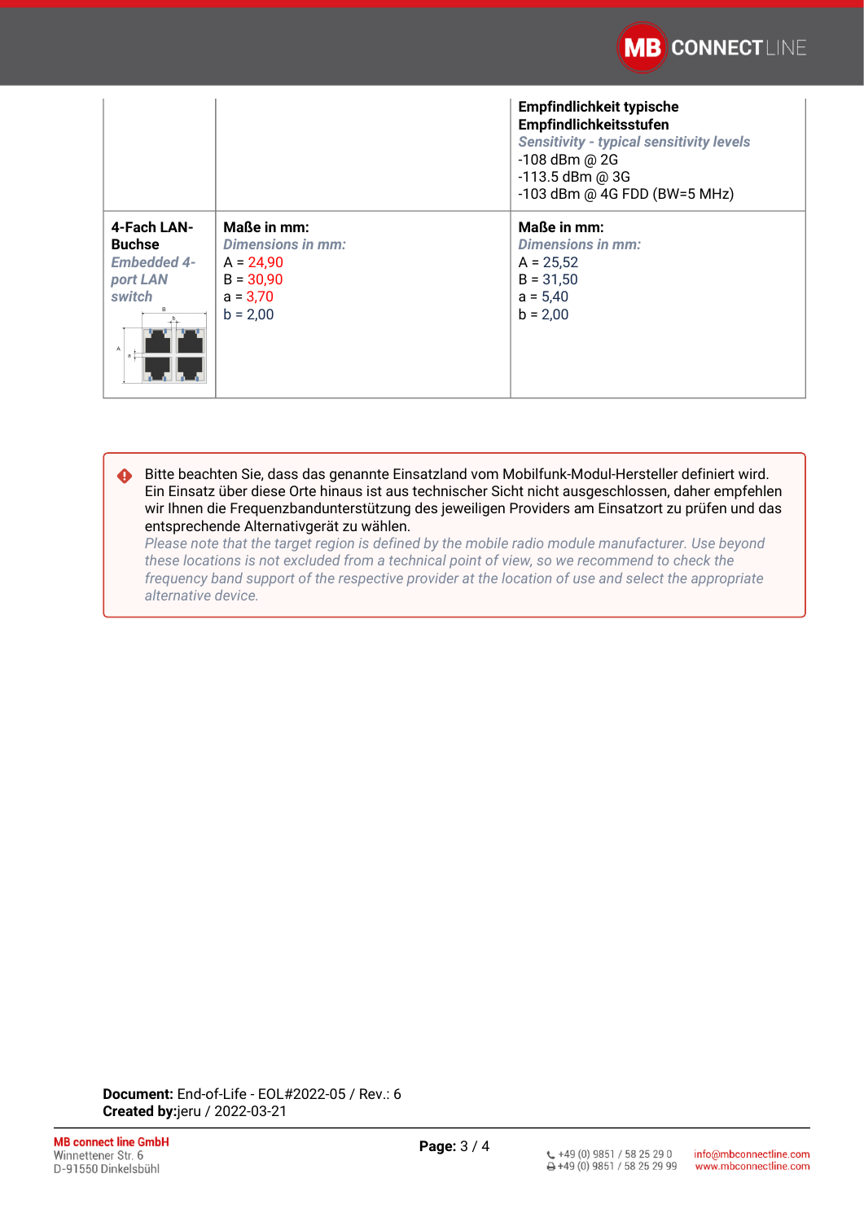| | | |
|---|---|---|
| | | **Empfindlichkeit typische Empfindlichkeitsstufen**<br>*Sensitivity - typical sensitivity levels*<br>-108 dBm @ 2G<br>-113.5 dBm @ 3G<br>-103 dBm @ 4G FDD (BW=5 MHz) |
| **4-Fach LAN-Buchse**<br>*Embedded 4-port LAN switch* | **Maße in mm:**<br>*Dimensions in mm:*<br>A = 24,90<br>B = 30,90<br>a = 3,70<br>b = 2,00 | **Maße in mm:**<br>*Dimensions in mm:*<br>A = 25,52<br>B = 31,50<br>a = 5,40<br>b = 2,00 |

Bitte beachten Sie, dass das genannte Einsatzland vom Mobilfunk-Modul-Hersteller definiert wird. Ein Einsatz über diese Orte hinaus ist aus technischer Sicht nicht ausgeschlossen, daher empfehlen wir Ihnen die Frequenzbandunterstützung des jeweiligen Providers am Einsatzort zu prüfen und das entsprechende Alternativgerät zu wählen.
*Please note that the target region is defined by the mobile radio module manufacturer. Use beyond these locations is not excluded from a technical point of view, so we recommend to check the frequency band support of the respective provider at the location of use and select the appropriate alternative device.*

**Document:** End-of-Life - EOL#2022-05 / Rev.: 6
**Created by:**jeru / 2022-03-21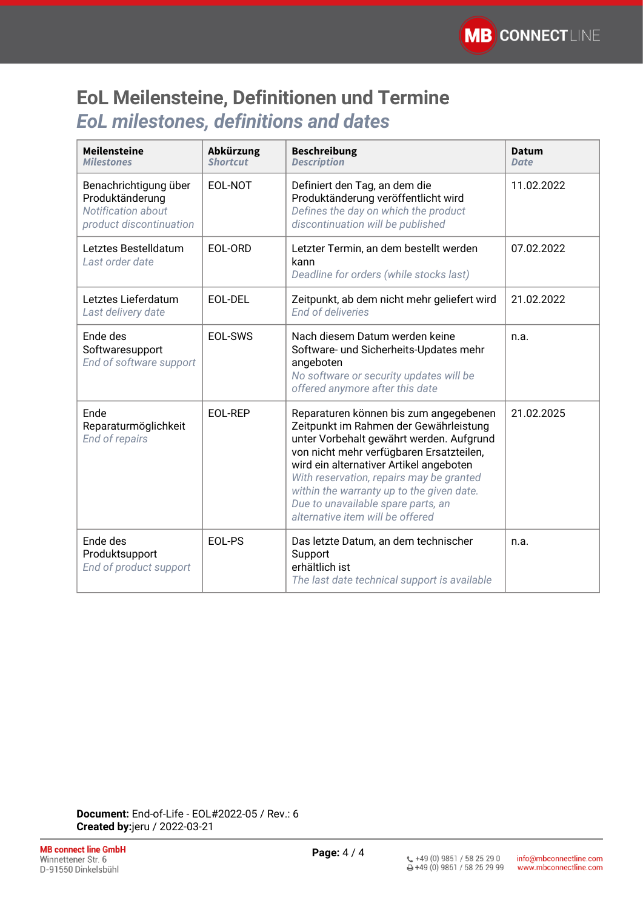# EoL Meilensteine, Definitionen und Termine

## *EoL milestones, definitions and dates*

| **Meilensteine** *Milestones* | **Abkürzung** *Shortcut* | **Beschreibung** *Description* | **Datum** *Date* |
|---|---|---|---|
| Benachrichtigung über Produktänderung *Notification about product discontinuation* | EOL-NOT | Definiert den Tag, an dem die Produktänderung veröffentlicht wird *Defines the day on which the product discontinuation will be published* | 11.02.2022 |
| Letztes Bestelldatum *Last order date* | EOL-ORD | Letzter Termin, an dem bestellt werden kann *Deadline for orders (while stocks last)* | 07.02.2022 |
| Letztes Lieferdatum *Last delivery date* | EOL-DEL | Zeitpunkt, ab dem nicht mehr geliefert wird *End of deliveries* | 21.02.2022 |
| Ende des Softwaresupport *End of software support* | EOL-SWS | Nach diesem Datum werden keine Software- und Sicherheits-Updates mehr angeboten *No software or security updates will be offered anymore after this date* | n.a. |
| Ende Reparaturmöglichkeit *End of repairs* | EOL-REP | Reparaturen können bis zum angegebenen Zeitpunkt im Rahmen der Gewährleistung unter Vorbehalt gewährt werden. Aufgrund von nicht mehr verfügbaren Ersatzteilen, wird ein alternativer Artikel angeboten *With reservation, repairs may be granted within the warranty up to the given date. Due to unavailable spare parts, an alternative item will be offered* | 21.02.2025 |
| Ende des Produktsupport *End of product support* | EOL-PS | Das letzte Datum, an dem technischer Support erhältlich ist *The last date technical support is available* | n.a. |

**Document:** End-of-Life - EOL#2022-05 / Rev.: 6
**Created by:**jeru / 2022-03-21